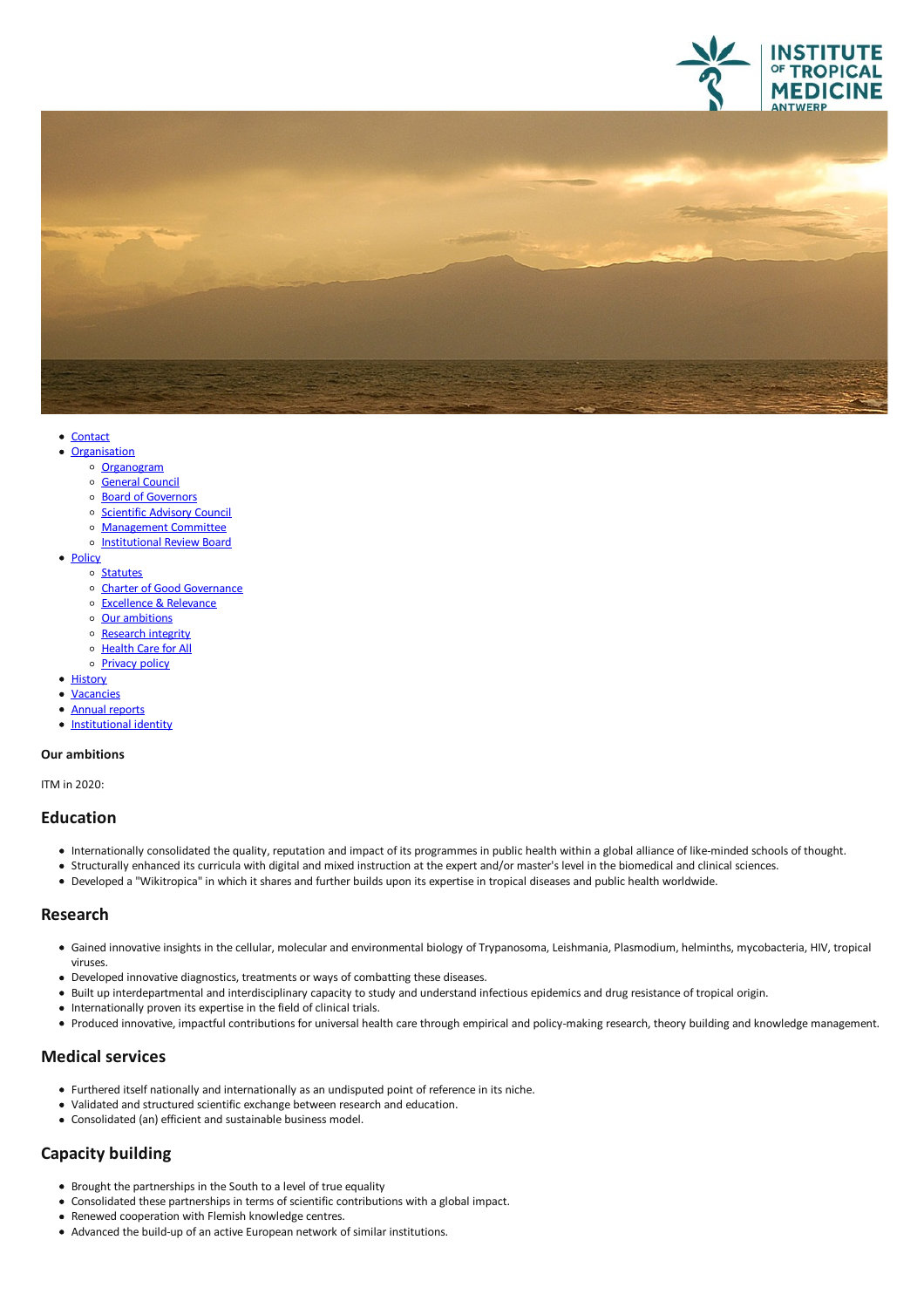- Contact
- Organisation
  - Organogram
  - General Council
  - Board of Governors
  - Scientific Advisory Council
  - Management Committee
  - Institutional Review Board
- Policy
  - Statutes
  - Charter of Good Governance
  - Excellence & Relevance
  - Our ambitions
  - Research integrity
  - Health Care for All
  - Privacy policy
- History
- Vacancies
- Annual reports
- Institutional identity

**Our ambitions**

ITM in 2020:

## Education

- Internationally consolidated the quality, reputation and impact of its programmes in public health within a global alliance of like-minded schools of thought.
- Structurally enhanced its curricula with digital and mixed instruction at the expert and/or master's level in the biomedical and clinical sciences.
- Developed a "Wikitropica" in which it shares and further builds upon its expertise in tropical diseases and public health worldwide.

## Research

- Gained innovative insights in the cellular, molecular and environmental biology of Trypanosoma, Leishmania, Plasmodium, helminths, mycobacteria, HIV, tropical viruses.
- Developed innovative diagnostics, treatments or ways of combatting these diseases.
- Built up interdepartmental and interdisciplinary capacity to study and understand infectious epidemics and drug resistance of tropical origin.
- Internationally proven its expertise in the field of clinical trials.
- Produced innovative, impactful contributions for universal health care through empirical and policy-making research, theory building and knowledge management.

## Medical services

- Furthered itself nationally and internationally as an undisputed point of reference in its niche.
- Validated and structured scientific exchange between research and education.
- Consolidated (an) efficient and sustainable business model.

## Capacity building

- Brought the partnerships in the South to a level of true equality
- Consolidated these partnerships in terms of scientific contributions with a global impact.
- Renewed cooperation with Flemish knowledge centres.
- Advanced the build-up of an active European network of similar institutions.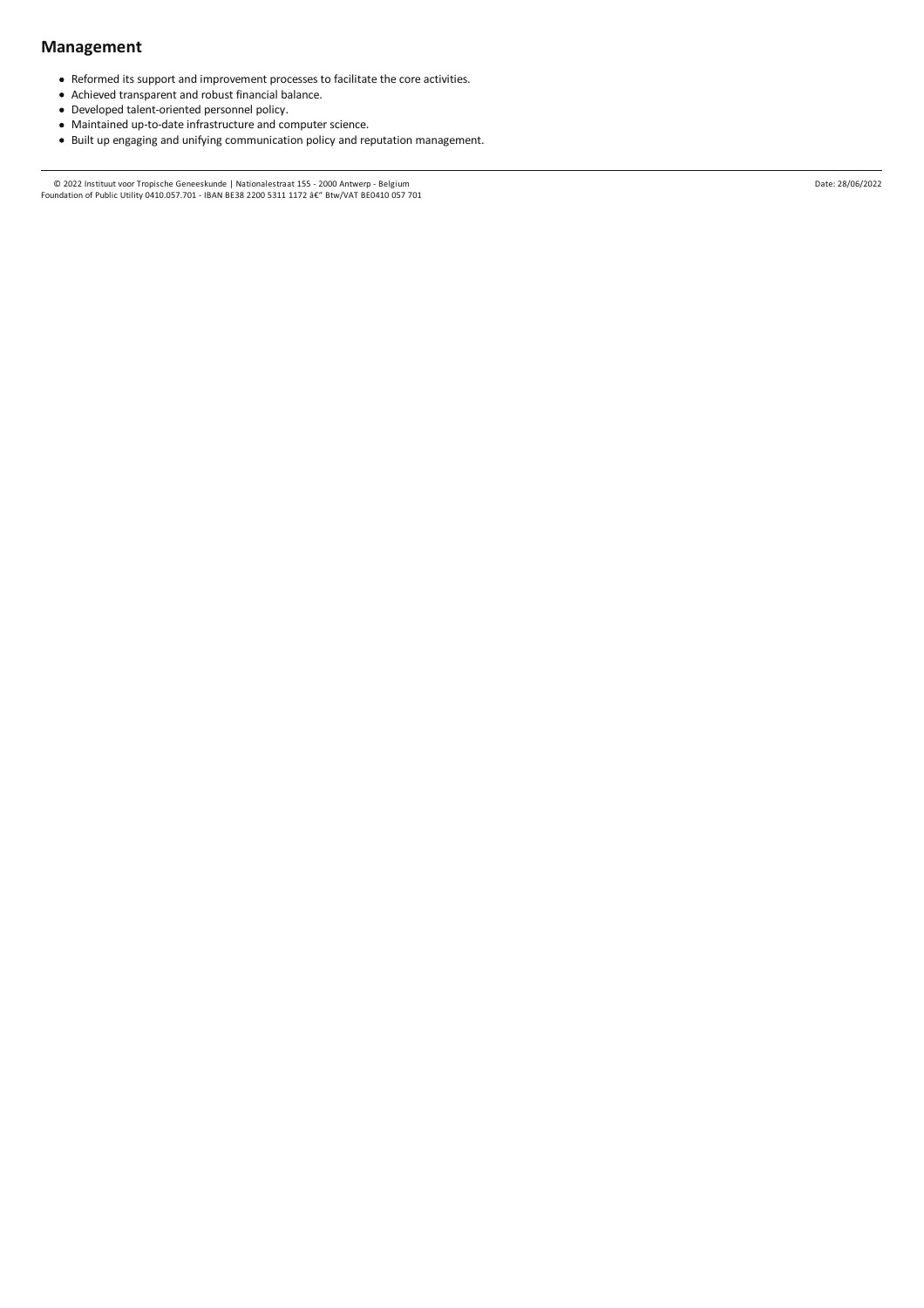## Management

- Reformed its support and improvement processes to facilitate the core activities.
- Achieved transparent and robust financial balance.
- Developed talent-oriented personnel policy.
- Maintained up-to-date infrastructure and computer science.
- Built up engaging and unifying communication policy and reputation management.